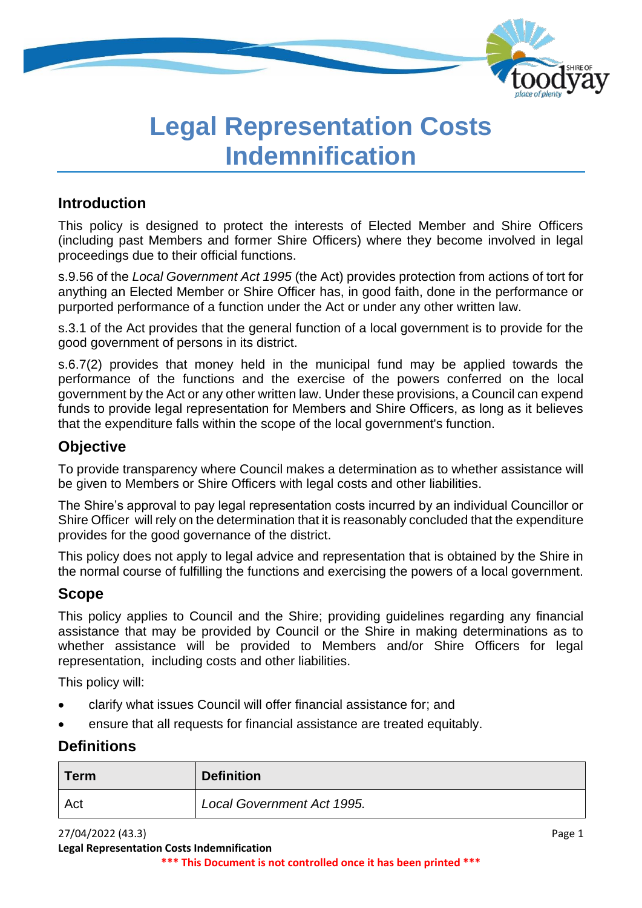# Legal Representation Costs Indemnification

## Introduction

This policy is designed to protect the interests of Elected Member and Shire Officers (including past Members and former Shire Officers) where they become involved in legal proceedings due to their official functions.

s.9.56 of the *Local Government Act 1995* (the Act) provides protection from actions of tort for anything an Elected Member or Shire Officer has, in good faith, done in the performance or purported performance of a function under the Act or under any other written law.

s.3.1 of the Act provides that the general function of a local government is to provide for the good government of persons in its district.

s.6.7(2) provides that money held in the municipal fund may be applied towards the performance of the functions and the exercise of the powers conferred on the local government by the Act or any other written law. Under these provisions, a Council can expend funds to provide legal representation for Members and Shire Officers, as long as it believes that the expenditure falls within the scope of the local government's function.

## Objective

To provide transparency where Council makes a determination as to whether assistance will be given to Members or Shire Officers with legal costs and other liabilities.

The Shire's approval to pay legal representation costs incurred by an individual Councillor or Shire Officer will rely on the determination that it is reasonably concluded that the expenditure provides for the good governance of the district.

This policy does not apply to legal advice and representation that is obtained by the Shire in the normal course of fulfilling the functions and exercising the powers of a local government.

## Scope

This policy applies to Council and the Shire; providing guidelines regarding any financial assistance that may be provided by Council or the Shire in making determinations as to whether assistance will be provided to Members and/or Shire Officers for legal representation, including costs and other liabilities.

This policy will:

- clarify what issues Council will offer financial assistance for; and
- ensure that all requests for financial assistance are treated equitably.

## Definitions

| Term | Definition |
|---|---|
| Act | *Local Government Act 1995.* |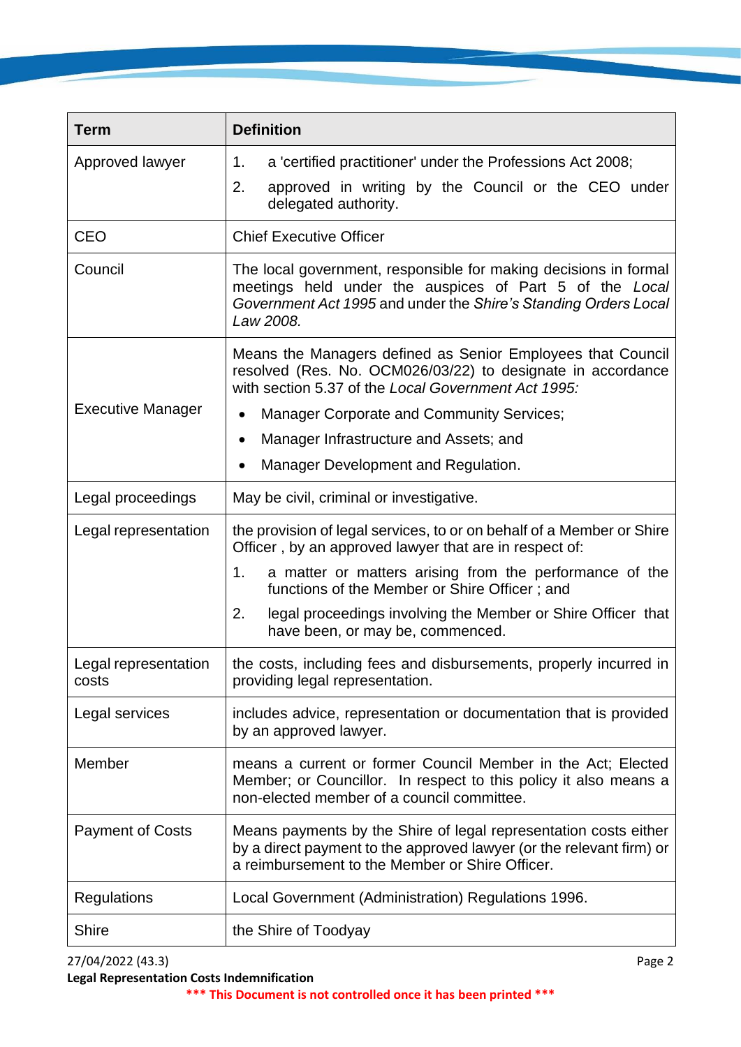| Term | Definition |
|---|---|
| Approved lawyer | 1. a 'certified practitioner' under the Professions Act 2008;<br>2. approved in writing by the Council or the CEO under delegated authority. |
| CEO | Chief Executive Officer |
| Council | The local government, responsible for making decisions in formal meetings held under the auspices of Part 5 of the *Local Government Act 1995* and under the *Shire's Standing Orders Local Law 2008.* |
| Executive Manager | Means the Managers defined as Senior Employees that Council resolved (Res. No. OCM026/03/22) to designate in accordance with section 5.37 of the *Local Government Act 1995:*<br>• Manager Corporate and Community Services;<br>• Manager Infrastructure and Assets; and<br>• Manager Development and Regulation. |
| Legal proceedings | May be civil, criminal or investigative. |
| Legal representation | the provision of legal services, to or on behalf of a Member or Shire Officer , by an approved lawyer that are in respect of:<br>1. a matter or matters arising from the performance of the functions of the Member or Shire Officer ; and<br>2. legal proceedings involving the Member or Shire Officer that have been, or may be, commenced. |
| Legal representation costs | the costs, including fees and disbursements, properly incurred in providing legal representation. |
| Legal services | includes advice, representation or documentation that is provided by an approved lawyer. |
| Member | means a current or former Council Member in the Act; Elected Member; or Councillor. In respect to this policy it also means a non-elected member of a council committee. |
| Payment of Costs | Means payments by the Shire of legal representation costs either by a direct payment to the approved lawyer (or the relevant firm) or a reimbursement to the Member or Shire Officer. |
| Regulations | Local Government (Administration) Regulations 1996. |
| Shire | the Shire of Toodyay |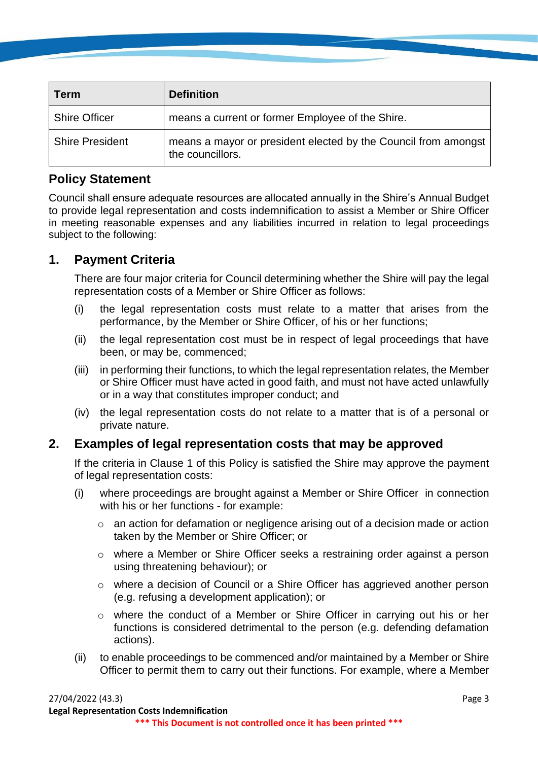| Term | Definition |
|---|---|
| Shire Officer | means a current or former Employee of the Shire. |
| Shire President | means a mayor or president elected by the Council from amongst the councillors. |

## Policy Statement

Council shall ensure adequate resources are allocated annually in the Shire's Annual Budget to provide legal representation and costs indemnification to assist a Member or Shire Officer in meeting reasonable expenses and any liabilities incurred in relation to legal proceedings subject to the following:

## 1. Payment Criteria

There are four major criteria for Council determining whether the Shire will pay the legal representation costs of a Member or Shire Officer as follows:

(i) the legal representation costs must relate to a matter that arises from the performance, by the Member or Shire Officer, of his or her functions;

(ii) the legal representation cost must be in respect of legal proceedings that have been, or may be, commenced;

(iii) in performing their functions, to which the legal representation relates, the Member or Shire Officer must have acted in good faith, and must not have acted unlawfully or in a way that constitutes improper conduct; and

(iv) the legal representation costs do not relate to a matter that is of a personal or private nature.

## 2. Examples of legal representation costs that may be approved

If the criteria in Clause 1 of this Policy is satisfied the Shire may approve the payment of legal representation costs:

(i) where proceedings are brought against a Member or Shire Officer in connection with his or her functions - for example:

- an action for defamation or negligence arising out of a decision made or action taken by the Member or Shire Officer; or
- where a Member or Shire Officer seeks a restraining order against a person using threatening behaviour); or
- where a decision of Council or a Shire Officer has aggrieved another person (e.g. refusing a development application); or
- where the conduct of a Member or Shire Officer in carrying out his or her functions is considered detrimental to the person (e.g. defending defamation actions).

(ii) to enable proceedings to be commenced and/or maintained by a Member or Shire Officer to permit them to carry out their functions. For example, where a Member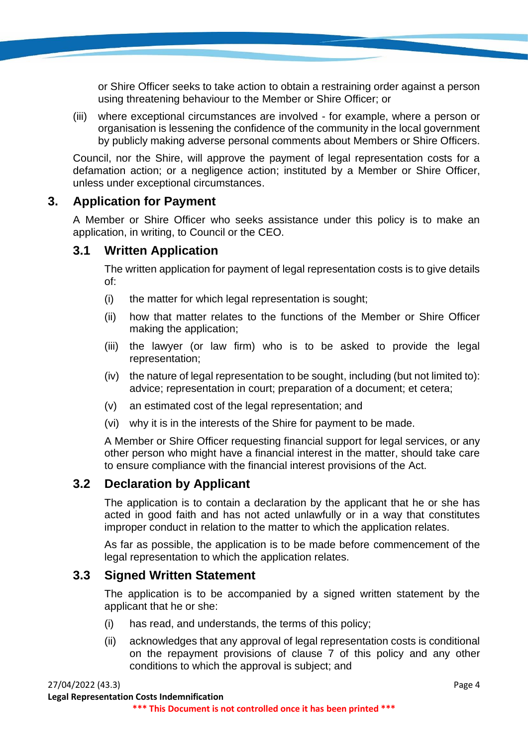or Shire Officer seeks to take action to obtain a restraining order against a person using threatening behaviour to the Member or Shire Officer; or

(iii) where exceptional circumstances are involved - for example, where a person or organisation is lessening the confidence of the community in the local government by publicly making adverse personal comments about Members or Shire Officers.

Council, nor the Shire, will approve the payment of legal representation costs for a defamation action; or a negligence action; instituted by a Member or Shire Officer, unless under exceptional circumstances.

## 3. Application for Payment

A Member or Shire Officer who seeks assistance under this policy is to make an application, in writing, to Council or the CEO.

### 3.1 Written Application

The written application for payment of legal representation costs is to give details of:

(i) the matter for which legal representation is sought;

(ii) how that matter relates to the functions of the Member or Shire Officer making the application;

(iii) the lawyer (or law firm) who is to be asked to provide the legal representation;

(iv) the nature of legal representation to be sought, including (but not limited to): advice; representation in court; preparation of a document; et cetera;

(v) an estimated cost of the legal representation; and

(vi) why it is in the interests of the Shire for payment to be made.

A Member or Shire Officer requesting financial support for legal services, or any other person who might have a financial interest in the matter, should take care to ensure compliance with the financial interest provisions of the Act.

### 3.2 Declaration by Applicant

The application is to contain a declaration by the applicant that he or she has acted in good faith and has not acted unlawfully or in a way that constitutes improper conduct in relation to the matter to which the application relates.

As far as possible, the application is to be made before commencement of the legal representation to which the application relates.

### 3.3 Signed Written Statement

The application is to be accompanied by a signed written statement by the applicant that he or she:

(i) has read, and understands, the terms of this policy;

(ii) acknowledges that any approval of legal representation costs is conditional on the repayment provisions of clause 7 of this policy and any other conditions to which the approval is subject; and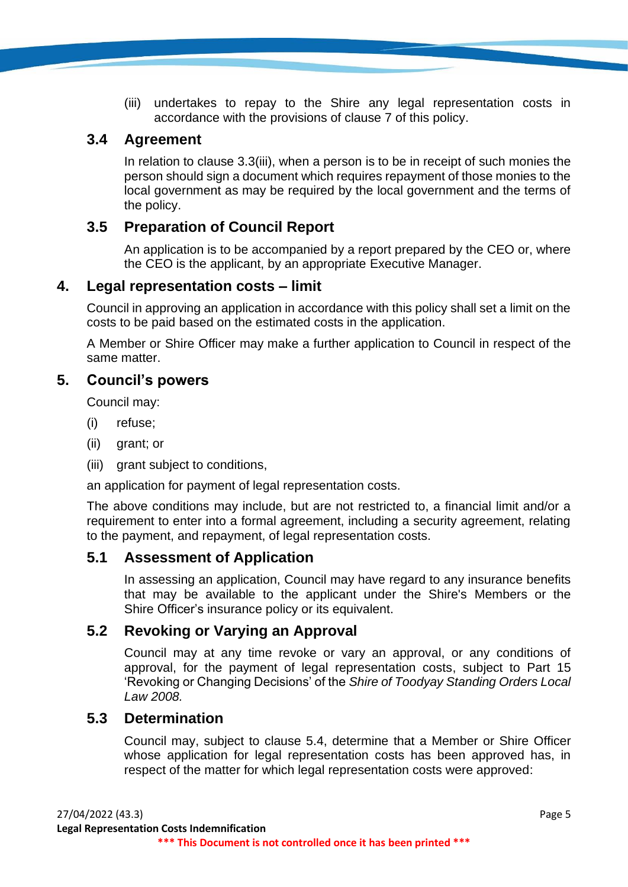(iii) undertakes to repay to the Shire any legal representation costs in accordance with the provisions of clause 7 of this policy.

### 3.4 Agreement

In relation to clause 3.3(iii), when a person is to be in receipt of such monies the person should sign a document which requires repayment of those monies to the local government as may be required by the local government and the terms of the policy.

### 3.5 Preparation of Council Report

An application is to be accompanied by a report prepared by the CEO or, where the CEO is the applicant, by an appropriate Executive Manager.

## 4. Legal representation costs – limit

Council in approving an application in accordance with this policy shall set a limit on the costs to be paid based on the estimated costs in the application.

A Member or Shire Officer may make a further application to Council in respect of the same matter.

## 5. Council's powers

Council may:

(i) refuse;

(ii) grant; or

(iii) grant subject to conditions,

an application for payment of legal representation costs.

The above conditions may include, but are not restricted to, a financial limit and/or a requirement to enter into a formal agreement, including a security agreement, relating to the payment, and repayment, of legal representation costs.

### 5.1 Assessment of Application

In assessing an application, Council may have regard to any insurance benefits that may be available to the applicant under the Shire's Members or the Shire Officer's insurance policy or its equivalent.

### 5.2 Revoking or Varying an Approval

Council may at any time revoke or vary an approval, or any conditions of approval, for the payment of legal representation costs, subject to Part 15 'Revoking or Changing Decisions' of the *Shire of Toodyay Standing Orders Local Law 2008.*

### 5.3 Determination

Council may, subject to clause 5.4, determine that a Member or Shire Officer whose application for legal representation costs has been approved has, in respect of the matter for which legal representation costs were approved: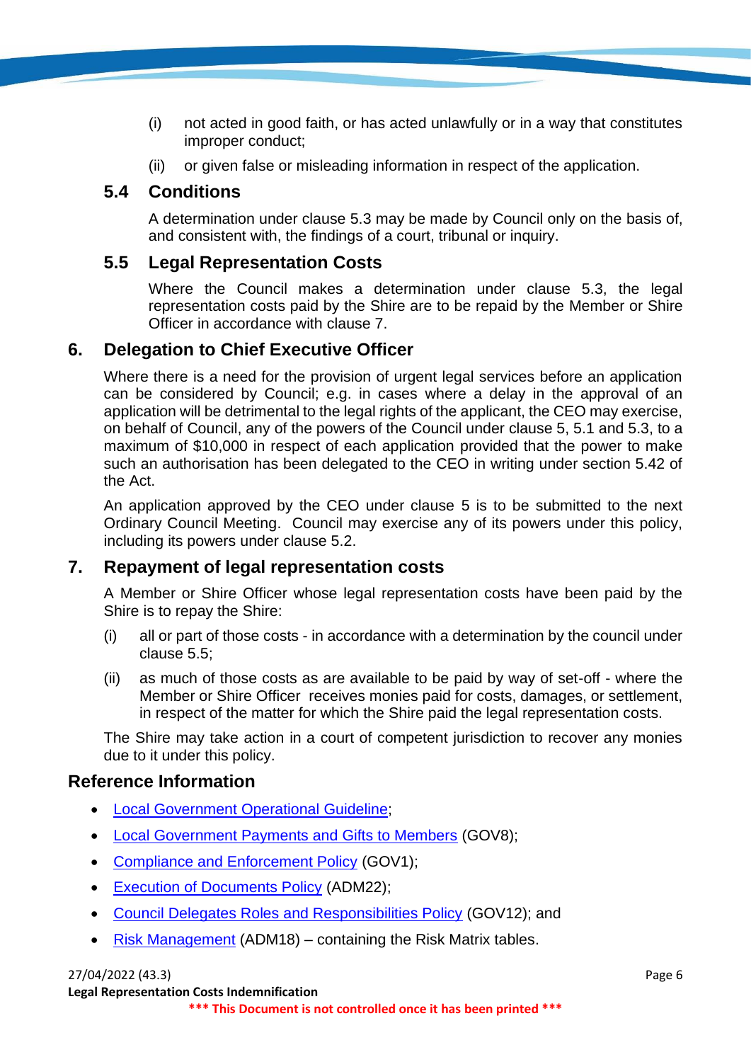(i) not acted in good faith, or has acted unlawfully or in a way that constitutes improper conduct;

(ii) or given false or misleading information in respect of the application.

### 5.4 Conditions

A determination under clause 5.3 may be made by Council only on the basis of, and consistent with, the findings of a court, tribunal or inquiry.

### 5.5 Legal Representation Costs

Where the Council makes a determination under clause 5.3, the legal representation costs paid by the Shire are to be repaid by the Member or Shire Officer in accordance with clause 7.

## 6. Delegation to Chief Executive Officer

Where there is a need for the provision of urgent legal services before an application can be considered by Council; e.g. in cases where a delay in the approval of an application will be detrimental to the legal rights of the applicant, the CEO may exercise, on behalf of Council, any of the powers of the Council under clause 5, 5.1 and 5.3, to a maximum of $10,000 in respect of each application provided that the power to make such an authorisation has been delegated to the CEO in writing under section 5.42 of the Act.

An application approved by the CEO under clause 5 is to be submitted to the next Ordinary Council Meeting. Council may exercise any of its powers under this policy, including its powers under clause 5.2.

## 7. Repayment of legal representation costs

A Member or Shire Officer whose legal representation costs have been paid by the Shire is to repay the Shire:

(i) all or part of those costs - in accordance with a determination by the council under clause 5.5;

(ii) as much of those costs as are available to be paid by way of set-off - where the Member or Shire Officer receives monies paid for costs, damages, or settlement, in respect of the matter for which the Shire paid the legal representation costs.

The Shire may take action in a court of competent jurisdiction to recover any monies due to it under this policy.

## Reference Information

- Local Government Operational Guideline;
- Local Government Payments and Gifts to Members (GOV8);
- Compliance and Enforcement Policy (GOV1);
- Execution of Documents Policy (ADM22);
- Council Delegates Roles and Responsibilities Policy (GOV12); and
- Risk Management (ADM18) – containing the Risk Matrix tables.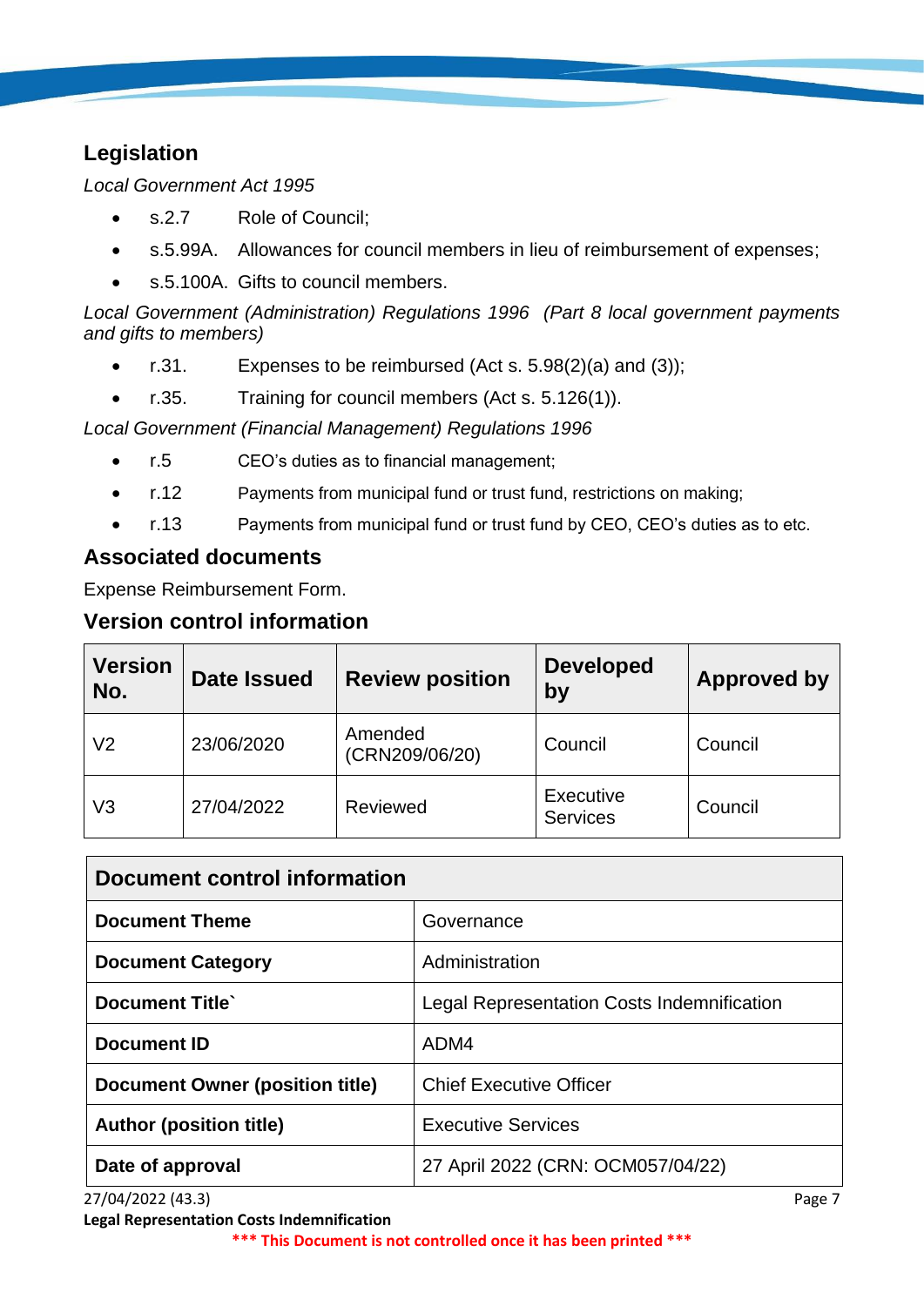## Legislation

*Local Government Act 1995*

- s.2.7 Role of Council;
- s.5.99A. Allowances for council members in lieu of reimbursement of expenses;
- s.5.100A. Gifts to council members.

*Local Government (Administration) Regulations 1996 (Part 8 local government payments and gifts to members)*

- r.31. Expenses to be reimbursed (Act s. 5.98(2)(a) and (3));
- r.35. Training for council members (Act s. 5.126(1)).

*Local Government (Financial Management) Regulations 1996*

- r.5 CEO's duties as to financial management;
- r.12 Payments from municipal fund or trust fund, restrictions on making;
- r.13 Payments from municipal fund or trust fund by CEO, CEO's duties as to etc.

## Associated documents

Expense Reimbursement Form.

## Version control information

| Version No. | Date Issued | Review position | Developed by | Approved by |
|---|---|---|---|---|
| V2 | 23/06/2020 | Amended (CRN209/06/20) | Council | Council |
| V3 | 27/04/2022 | Reviewed | Executive Services | Council |

| Document control information | |
|---|---|
| **Document Theme** | Governance |
| **Document Category** | Administration |
| **Document Title`** | Legal Representation Costs Indemnification |
| **Document ID** | ADM4 |
| **Document Owner (position title)** | Chief Executive Officer |
| **Author (position title)** | Executive Services |
| **Date of approval** | 27 April 2022 (CRN: OCM057/04/22) |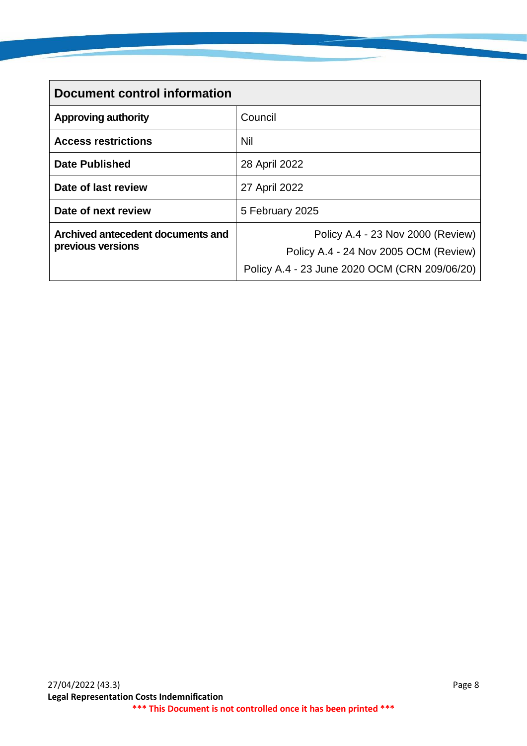| Document control information | |
|---|---|
| **Approving authority** | Council |
| **Access restrictions** | Nil |
| **Date Published** | 28 April 2022 |
| **Date of last review** | 27 April 2022 |
| **Date of next review** | 5 February 2025 |
| **Archived antecedent documents and previous versions** | Policy A.4 - 23 Nov 2000 (Review)<br>Policy A.4 - 24 Nov 2005 OCM (Review)<br>Policy A.4 - 23 June 2020 OCM (CRN 209/06/20) |